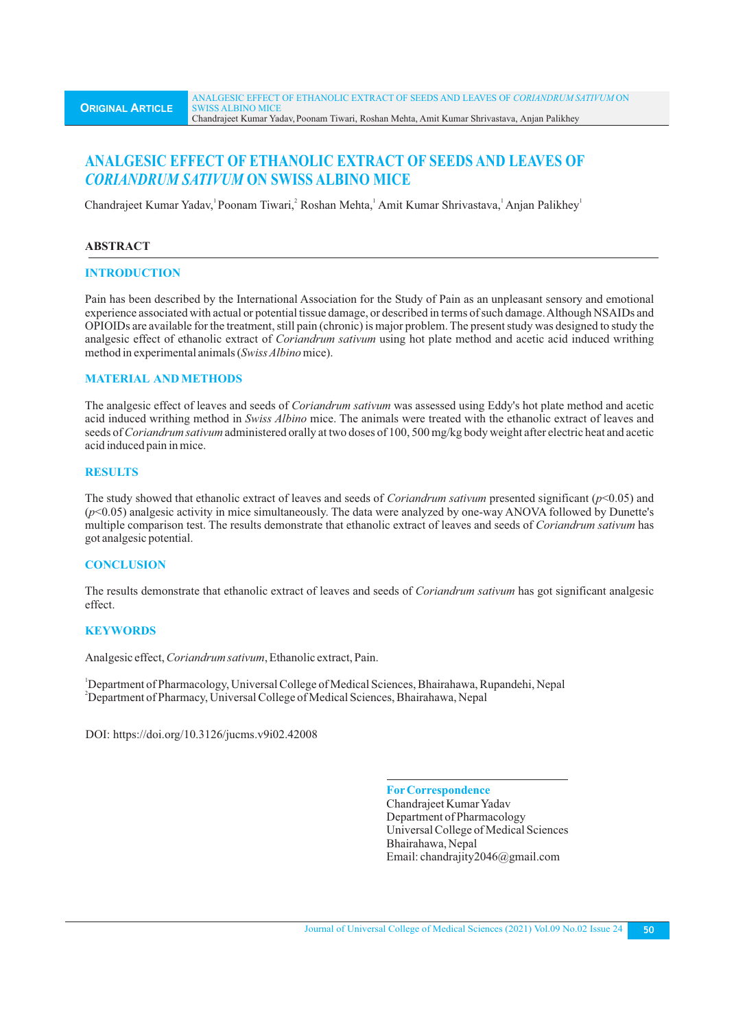# ANALGESIC EFFECT OF ETHANOLIC EXTRACT OF SEEDS AND LEAVES OF *CORIANDRUM SATIVUM* ON SWISS ALBINO MICE

Chandrajeet Kumar Yadav,[1] Poonam Tiwari,[2] Roshan Mehta,[1] Amit Kumar Shrivastava,[1] Anjan Palikhey[1]

## ABSTRACT

### INTRODUCTION

Pain has been described by the International Association for the Study of Pain as an unpleasant sensory and emotional experience associated with actual or potential tissue damage, or described in terms of such damage. Although NSAIDs and OPIOIDs are available for the treatment, still pain (chronic) is major problem. The present study was designed to study the analgesic effect of ethanolic extract of *Coriandrum sativum* using hot plate method and acetic acid induced writhing method in experimental animals (*Swiss Albino* mice).

### MATERIAL AND METHODS

The analgesic effect of leaves and seeds of *Coriandrum sativum* was assessed using Eddy's hot plate method and acetic acid induced writhing method in *Swiss Albino* mice. The animals were treated with the ethanolic extract of leaves and seeds of *Coriandrum sativum* administered orally at two doses of 100, 500 mg/kg body weight after electric heat and acetic acid induced pain in mice.

### RESULTS

The study showed that ethanolic extract of leaves and seeds of *Coriandrum sativum* presented significant ($p<0.05$) and ($p<0.05$) analgesic activity in mice simultaneously. The data were analyzed by one-way ANOVA followed by Dunette's multiple comparison test. The results demonstrate that ethanolic extract of leaves and seeds of *Coriandrum sativum* has got analgesic potential.

### CONCLUSION

The results demonstrate that ethanolic extract of leaves and seeds of *Coriandrum sativum* has got significant analgesic effect.

### KEYWORDS

Analgesic effect, *Coriandrum sativum*, Ethanolic extract, Pain.

[1]Department of Pharmacology, Universal College of Medical Sciences, Bhairahawa, Rupandehi, Nepal
[2]Department of Pharmacy, Universal College of Medical Sciences, Bhairahawa, Nepal

DOI: https://doi.org/10.3126/jucms.v9i02.42008

**For Correspondence**
Chandrajeet Kumar Yadav
Department of Pharmacology
Universal College of Medical Sciences
Bhairahawa, Nepal
Email: chandrajity2046@gmail.com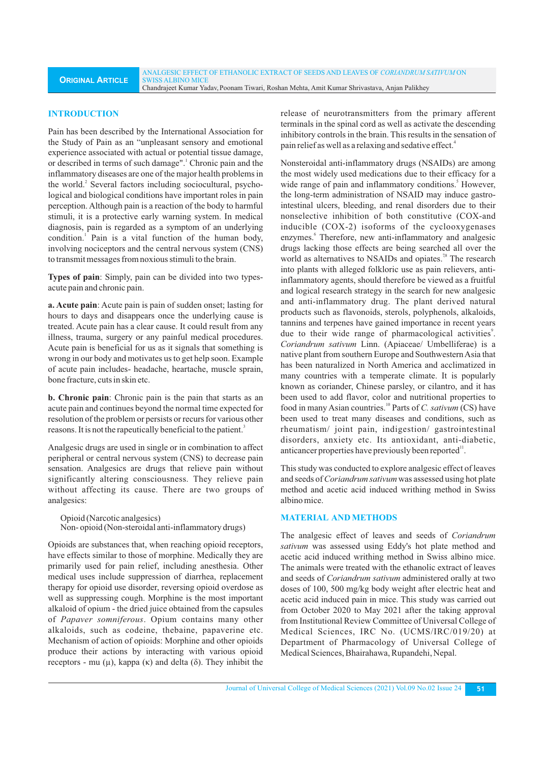## INTRODUCTION

Pain has been described by the International Association for the Study of Pain as an "unpleasant sensory and emotional experience associated with actual or potential tissue damage, or described in terms of such damage".[1] Chronic pain and the inflammatory diseases are one of the major health problems in the world.[2] Several factors including sociocultural, psychological and biological conditions have important roles in pain perception. Although pain is a reaction of the body to harmful stimuli, it is a protective early warning system. In medical diagnosis, pain is regarded as a symptom of an underlying condition.[1] Pain is a vital function of the human body, involving nociceptors and the central nervous system (CNS) to transmit messages from noxious stimuli to the brain.

**Types of pain**: Simply, pain can be divided into two types- acute pain and chronic pain.

**a. Acute pain**: Acute pain is pain of sudden onset; lasting for hours to days and disappears once the underlying cause is treated. Acute pain has a clear cause. It could result from any illness, trauma, surgery or any painful medical procedures. Acute pain is beneficial for us as it signals that something is wrong in our body and motivates us to get help soon. Example of acute pain includes- headache, heartache, muscle sprain, bone fracture, cuts in skin etc.

**b. Chronic pain**: Chronic pain is the pain that starts as an acute pain and continues beyond the normal time expected for resolution of the problem or persists or recurs for various other reasons. It is not therapeutically beneficial to the patient.[3]

Analgesic drugs are used in single or in combination to affect peripheral or central nervous system (CNS) to decrease pain sensation. Analgesics are drugs that relieve pain without significantly altering consciousness. They relieve pain without affecting its cause. There are two groups of analgesics:

Opioid (Narcotic analgesics)
Non- opioid (Non-steroidal anti-inflammatory drugs)

Opioids are substances that, when reaching opioid receptors, have effects similar to those of morphine. Medically they are primarily used for pain relief, including anesthesia. Other medical uses include suppression of diarrhea, replacement therapy for opioid use disorder, reversing opioid overdose as well as suppressing cough. Morphine is the most important alkaloid of opium - the dried juice obtained from the capsules of *Papaver somniferous*. Opium contains many other alkaloids, such as codeine, thebaine, papaverine etc. Mechanism of action of opioids: Morphine and other opioids produce their actions by interacting with various opioid receptors - mu (μ), kappa (κ) and delta (δ). They inhibit the release of neurotransmitters from the primary afferent terminals in the spinal cord as well as activate the descending inhibitory controls in the brain. This results in the sensation of pain relief as well as a relaxing and sedative effect.[4]

Nonsteroidal anti-inflammatory drugs (NSAIDs) are among the most widely used medications due to their efficacy for a wide range of pain and inflammatory conditions.[5] However, the long-term administration of NSAID may induce gastro-intestinal ulcers, bleeding, and renal disorders due to their nonselective inhibition of both constitutive (COX-and inducible (COX-2) isoforms of the cyclooxygenases enzymes.[6] Therefore, new anti-inflammatory and analgesic drugs lacking those effects are being searched all over the world as alternatives to NSAIDs and opiates.[7,8] The research into plants with alleged folkloric use as pain relievers, anti-inflammatory agents, should therefore be viewed as a fruitful and logical research strategy in the search for new analgesic and anti-inflammatory drug. The plant derived natural products such as flavonoids, sterols, polyphenols, alkaloids, tannins and terpenes have gained importance in recent years due to their wide range of pharmacological activities[9]. *Coriandrum sativum* Linn. (Apiaceae/ Umbelliferae) is a native plant from southern Europe and Southwestern Asia that has been naturalized in North America and acclimatized in many countries with a temperate climate. It is popularly known as coriander, Chinese parsley, or cilantro, and it has been used to add flavor, color and nutritional properties to food in many Asian countries.[10] Parts of *C. sativum* (CS) have been used to treat many diseases and conditions, such as rheumatism/ joint pain, indigestion/ gastrointestinal disorders, anxiety etc. Its antioxidant, anti-diabetic, anticancer properties have previously been reported[11].

This study was conducted to explore analgesic effect of leaves and seeds of *Coriandrum sativum* was assessed using hot plate method and acetic acid induced writhing method in Swiss albino mice.

## MATERIAL AND METHODS

The analgesic effect of leaves and seeds of *Coriandrum sativum* was assessed using Eddy's hot plate method and acetic acid induced writhing method in Swiss albino mice. The animals were treated with the ethanolic extract of leaves and seeds of *Coriandrum sativum* administered orally at two doses of 100, 500 mg/kg body weight after electric heat and acetic acid induced pain in mice. This study was carried out from October 2020 to May 2021 after the taking approval from Institutional Review Committee of Universal College of Medical Sciences, IRC No. (UCMS/IRC/019/20) at Department of Pharmacology of Universal College of Medical Sciences, Bhairahawa, Rupandehi, Nepal.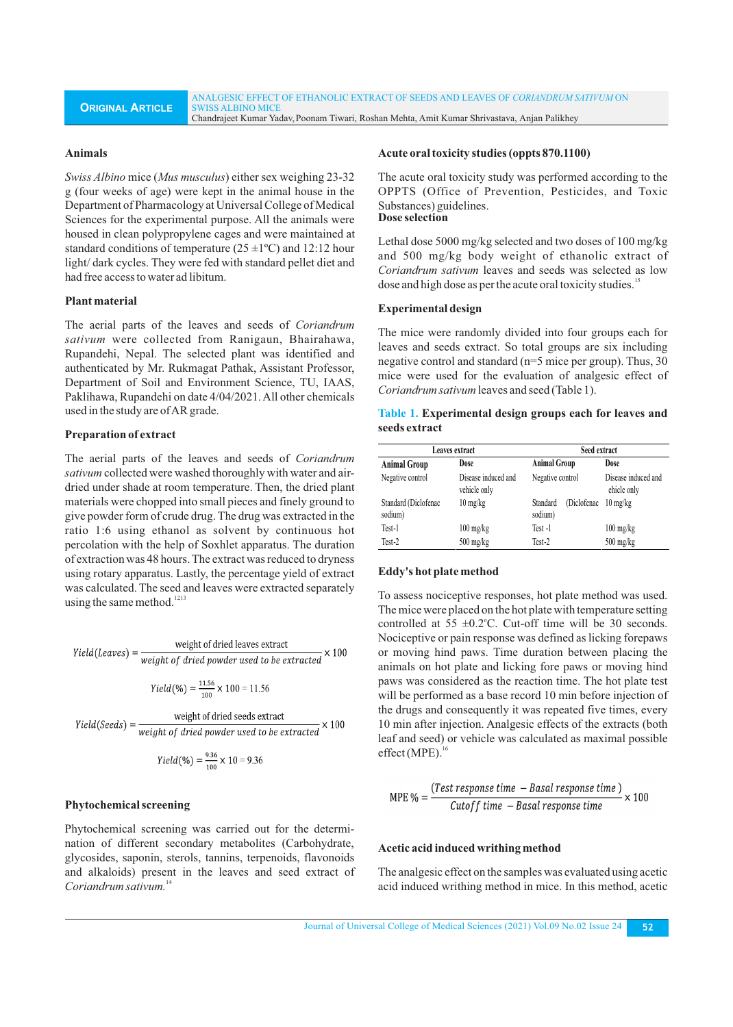### Animals

*Swiss Albino* mice (*Mus musculus*) either sex weighing 23-32 g (four weeks of age) were kept in the animal house in the Department of Pharmacology at Universal College of Medical Sciences for the experimental purpose. All the animals were housed in clean polypropylene cages and were maintained at standard conditions of temperature (25 ±1ºC) and 12:12 hour light/ dark cycles. They were fed with standard pellet diet and had free access to water ad libitum.

### Plant material

The aerial parts of the leaves and seeds of *Coriandrum sativum* were collected from Ranigaun, Bhairahawa, Rupandehi, Nepal. The selected plant was identified and authenticated by Mr. Rukmagat Pathak, Assistant Professor, Department of Soil and Environment Science, TU, IAAS, Paklihawa, Rupandehi on date 4/04/2021. All other chemicals used in the study are of AR grade.

### Preparation of extract

The aerial parts of the leaves and seeds of *Coriandrum sativum* collected were washed thoroughly with water and air-dried under shade at room temperature. Then, the dried plant materials were chopped into small pieces and finely ground to give powder form of crude drug. The drug was extracted in the ratio 1:6 using ethanol as solvent by continuous hot percolation with the help of Soxhlet apparatus. The duration of extraction was 48 hours. The extract was reduced to dryness using rotary apparatus. Lastly, the percentage yield of extract was calculated. The seed and leaves were extracted separately using the same method.[12,13]

$$Yield(Leaves) = \frac{\text{weight of dried leaves extract}}{weight\ of\ dried\ powder\ used\ to\ be\ extracted} \times 100$$

$$Yield(\%) = \frac{11.56}{100} \times 100 = 11.56$$

$$Yield(Seeds) = \frac{\text{weight of dried seeds extract}}{weight\ of\ dried\ powder\ used\ to\ be\ extracted} \times 100$$

$$Yield(\%) = \frac{9.36}{100} \times 10 = 9.36$$

### Phytochemical screening

Phytochemical screening was carried out for the determination of different secondary metabolites (Carbohydrate, glycosides, saponin, sterols, tannins, terpenoids, flavonoids and alkaloids) present in the leaves and seed extract of *Coriandrum sativum.*[14]

### Acute oral toxicity studies (oppts 870.1100)

The acute oral toxicity study was performed according to the OPPTS (Office of Prevention, Pesticides, and Toxic Substances) guidelines.

### Dose selection

Lethal dose 5000 mg/kg selected and two doses of 100 mg/kg and 500 mg/kg body weight of ethanolic extract of *Coriandrum sativum* leaves and seeds was selected as low dose and high dose as per the acute oral toxicity studies.[15]

### Experimental design

The mice were randomly divided into four groups each for leaves and seeds extract. So total groups are six including negative control and standard (n=5 mice per group). Thus, 30 mice were used for the evaluation of analgesic effect of *Coriandrum sativum* leaves and seed (Table 1).

**Table 1. Experimental design groups each for leaves and seeds extract**

| Leaves extract | | Seed extract | |
|---|---|---|---|
| **Animal Group** | **Dose** | **Animal Group** | **Dose** |
| Negative control | Disease induced and vehicle only | Negative control | Disease induced and vehicle only |
| Standard (Diclofenac sodium) | 10 mg/kg | Standard (Diclofenac sodium) | 10 mg/kg |
| Test-1 | 100 mg/kg | Test -1 | 100 mg/kg |
| Test-2 | 500 mg/kg | Test-2 | 500 mg/kg |

### Eddy's hot plate method

To assess nociceptive responses, hot plate method was used. The mice were placed on the hot plate with temperature setting controlled at 55 ±0.2ºC. Cut-off time will be 30 seconds. Nociceptive or pain response was defined as licking forepaws or moving hind paws. Time duration between placing the animals on hot plate and licking fore paws or moving hind paws was considered as the reaction time. The hot plate test will be performed as a base record 10 min before injection of the drugs and consequently it was repeated five times, every 10 min after injection. Analgesic effects of the extracts (both leaf and seed) or vehicle was calculated as maximal possible effect (MPE).[16]

$$\text{MPE \%} = \frac{(Test\ response\ time\ - Basal\ response\ time)}{Cutoff\ time\ - Basal\ response\ time} \times 100$$

### Acetic acid induced writhing method

The analgesic effect on the samples was evaluated using acetic acid induced writhing method in mice. In this method, acetic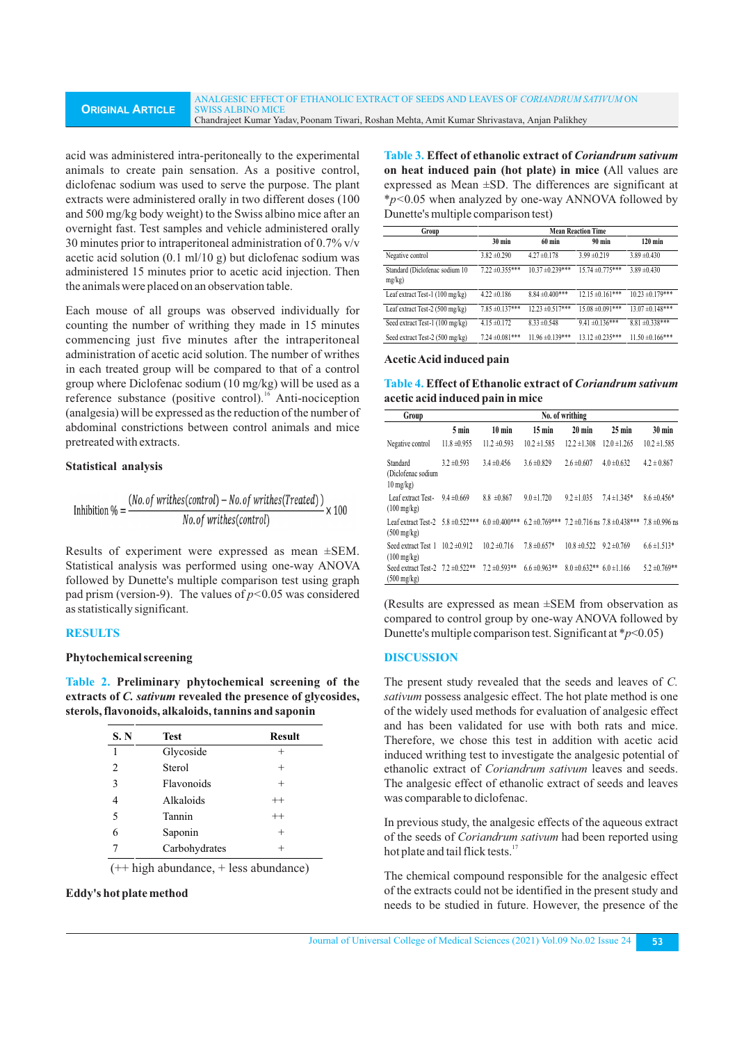acid was administered intra-peritoneally to the experimental animals to create pain sensation. As a positive control, diclofenac sodium was used to serve the purpose. The plant extracts were administered orally in two different doses (100 and 500 mg/kg body weight) to the Swiss albino mice after an overnight fast. Test samples and vehicle administered orally 30 minutes prior to intraperitoneal administration of 0.7% v/v acetic acid solution (0.1 ml/10 g) but diclofenac sodium was administered 15 minutes prior to acetic acid injection. Then the animals were placed on an observation table.

Each mouse of all groups was observed individually for counting the number of writhing they made in 15 minutes commencing just five minutes after the intraperitoneal administration of acetic acid solution. The number of writhes in each treated group will be compared to that of a control group where Diclofenac sodium (10 mg/kg) will be used as a reference substance (positive control).[16] Anti-nociception (analgesia) will be expressed as the reduction of the number of abdominal constrictions between control animals and mice pretreated with extracts.

### Statistical analysis

$$\text{Inhibition \%} = \frac{(\text{No. of writhes(control)} - \text{No. of writhes(Treated)})}{\text{No. of writhes(control)}} \times 100$$

Results of experiment were expressed as mean ±SEM. Statistical analysis was performed using one-way ANOVA followed by Dunette's multiple comparison test using graph pad prism (version-9). The values of $p<0.05$ was considered as statistically significant.

## RESULTS

### Phytochemical screening

**Table 2. Preliminary phytochemical screening of the extracts of *C. sativum* revealed the presence of glycosides, sterols, flavonoids, alkaloids, tannins and saponin**

| S. N | Test | Result |
|---|---|---|
| 1 | Glycoside | + |
| 2 | Sterol | + |
| 3 | Flavonoids | + |
| 4 | Alkaloids | ++ |
| 5 | Tannin | ++ |
| 6 | Saponin | + |
| 7 | Carbohydrates | + |

(++ high abundance, + less abundance)

### Eddy's hot plate method

**Table 3. Effect of ethanolic extract of *Coriandrum sativum* on heat induced pain (hot plate) in mice** (All values are expressed as Mean ±SD. The differences are significant at $*p<0.05$ when analyzed by one-way ANNOVA followed by Dunette's multiple comparison test)

| Group | Mean Reaction Time | | | |
|---|---|---|---|---|
| | 30 min | 60 min | 90 min | 120 min |
| Negative control | 3.82 ±0.290 | 4.27 ±0.178 | 3.99 ±0.219 | 3.89 ±0.430 |
| Standard (Diclofenac sodium 10 mg/kg) | 7.22 ±0.355*** | 10.37 ±0.239*** | 15.74 ±0.775*** | 3.89 ±0.430 |
| Leaf extract Test-1 (100 mg/kg) | 4.22 ±0.186 | 8.84 ±0.400*** | 12.15 ±0.161*** | 10.23 ±0.179*** |
| Leaf extract Test-2 (500 mg/kg) | 7.85 ±0.137*** | 12.23 ±0.517*** | 15.08 ±0.091*** | 13.07 ±0.148*** |
| Seed extract Test-1 (100 mg/kg) | 4.15 ±0.172 | 8.33 ±0.548 | 9.41 ±0.136*** | 8.81 ±0.338*** |
| Seed extract Test-2 (500 mg/kg) | 7.24 ±0.081*** | 11.96 ±0.139*** | 13.12 ±0.235*** | 11.50 ±0.166*** |

### Acetic Acid induced pain

**Table 4. Effect of Ethanolic extract of *Coriandrum sativum* acetic acid induced pain in mice**

| Group | No. of writhing | | | | | |
|---|---|---|---|---|---|---|
| | 5 min | 10 min | 15 min | 20 min | 25 min | 30 min |
| Negative control | 11.8 ±0.955 | 11.2 ±0.593 | 10.2 ±1.585 | 12.2 ±1.308 | 12.0 ±1.265 | 10.2 ±1.585 |
| Standard (Diclofenac sodium 10 mg/kg) | 3.2 ±0.593 | 3.4 ±0.456 | 3.6 ±0.829 | 2.6 ±0.607 | 4.0 ±0.632 | 4.2 ± 0.867 |
| Leaf extract Test-(100 mg/kg) | 9.4 ±0.669 | 8.8 ±0.867 | 9.0 ±1.720 | 9.2 ±1.035 | 7.4 ±1.345* | 8.6 ±0.456* |
| Leaf extract Test-2 (500 mg/kg) | 5.8 ±0.522*** | 6.0 ±0.400*** | 6.2 ±0.769*** | 7.2 ±0.716 ns | 7.8 ±0.438*** | 7.8 ±0.996 ns |
| Seed extract Test 1 (100 mg/kg) | 10.2 ±0.912 | 10.2 ±0.716 | 7.8 ±0.657* | 10.8 ±0.522 | 9.2 ±0.769 | 6.6 ±1.513* |
| Seed extract Test-2 (500 mg/kg) | 7.2 ±0.522** | 7.2 ±0.593** | 6.6 ±0.963** | 8.0 ±0.632** | 6.0 ±1.166 | 5.2 ±0.769** |

(Results are expressed as mean ±SEM from observation as compared to control group by one-way ANOVA followed by Dunette's multiple comparison test. Significant at $*p<0.05$)

## DISCUSSION

The present study revealed that the seeds and leaves of *C. sativum* possess analgesic effect. The hot plate method is one of the widely used methods for evaluation of analgesic effect and has been validated for use with both rats and mice. Therefore, we chose this test in addition with acetic acid induced writhing test to investigate the analgesic potential of ethanolic extract of *Coriandrum sativum* leaves and seeds. The analgesic effect of ethanolic extract of seeds and leaves was comparable to diclofenac.

In previous study, the analgesic effects of the aqueous extract of the seeds of *Coriandrum sativum* had been reported using hot plate and tail flick tests.[17]

The chemical compound responsible for the analgesic effect of the extracts could not be identified in the present study and needs to be studied in future. However, the presence of the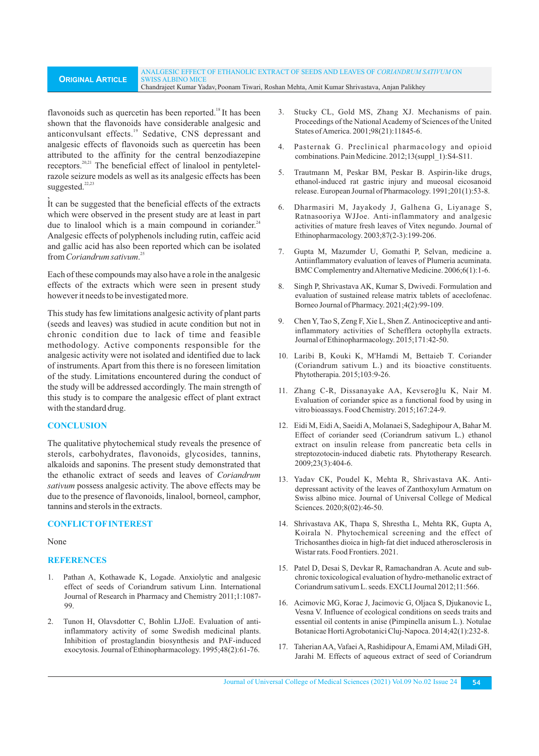flavonoids such as quercetin has been reported.[18] It has been shown that the flavonoids have considerable analgesic and anticonvulsant effects.[19] Sedative, CNS depressant and analgesic effects of flavonoids such as quercetin has been attributed to the affinity for the central benzodiazepine receptors.[20,21] The beneficial effect of linalool in pentyletel-razole seizure models as well as its analgesic effects has been suggested.[22,23]

It can be suggested that the beneficial effects of the extracts which were observed in the present study are at least in part due to linalool which is a main compound in coriander.[24] Analgesic effects of polyphenols including rutin, caffeic acid and gallic acid has also been reported which can be isolated from *Coriandrum sativum*.[25]

Each of these compounds may also have a role in the analgesic effects of the extracts which were seen in present study however it needs to be investigated more.

This study has few limitations analgesic activity of plant parts (seeds and leaves) was studied in acute condition but not in chronic condition due to lack of time and feasible methodology. Active components responsible for the analgesic activity were not isolated and identified due to lack of instruments. Apart from this there is no foreseen limitation of the study. Limitations encountered during the conduct of the study will be addressed accordingly. The main strength of this study is to compare the analgesic effect of plant extract with the standard drug.

## CONCLUSION

The qualitative phytochemical study reveals the presence of sterols, carbohydrates, flavonoids, glycosides, tannins, alkaloids and saponins. The present study demonstrated that the ethanolic extract of seeds and leaves of *Coriandrum sativum* possess analgesic activity. The above effects may be due to the presence of flavonoids, linalool, borneol, camphor, tannins and sterols in the extracts.

## CONFLICT OF INTEREST

None

## REFERENCES

1. Pathan A, Kothawade K, Logade. Anxiolytic and analgesic effect of seeds of Coriandrum sativum Linn. International Journal of Research in Pharmacy and Chemistry 2011;1:1087-99.
2. Tunon H, Olavsdotter C, Bohlin LJJoE. Evaluation of anti-inflammatory activity of some Swedish medicinal plants. Inhibition of prostaglandin biosynthesis and PAF-induced exocytosis. Journal of Ethnopharmacology. 1995;48(2):61-76.
3. Stucky CL, Gold MS, Zhang XJ. Mechanisms of pain. Proceedings of the National Academy of Sciences of the United States of America. 2001;98(21):11845-6.
4. Pasternak G. Preclinical pharmacology and opioid combinations. Pain Medicine. 2012;13(suppl_1):S4-S11.
5. Trautmann M, Peskar BM, Peskar B. Aspirin-like drugs, ethanol-induced rat gastric injury and mueosal eicosanoid release. European Journal of Pharmacology. 1991;201(1):53-8.
6. Dharmasiri M, Jayakody J, Galhena G, Liyanage S, Ratnasooriya WJJoe. Anti-inflammatory and analgesic activities of mature fresh leaves of Vitex negundo. Journal of Ethinopharmacology. 2003;87(2-3):199-206.
7. Gupta M, Mazumder U, Gomathi P, Selvan, medicine a. Antiinflammatory evaluation of leaves of Plumeria acuminata. BMC Complementry and Alternative Medicine. 2006;6(1):1-6.
8. Singh P, Shrivastava AK, Kumar S, Dwivedi. Formulation and evaluation of sustained release matrix tablets of aceclofenac. Borneo Journal of Pharmacy. 2021;4(2):99-109.
9. Chen Y, Tao S, Zeng F, Xie L, Shen Z. Antinociceptive and anti-inflammatory activities of Schefflera octophylla extracts. Journal of Ethinopharmacology. 2015;171:42-50.
10. Laribi B, Kouki K, M'Hamdi M, Bettaieb T. Coriander (Coriandrum sativum L.) and its bioactive constituents. Phytotherapia. 2015;103:9-26.
11. Zhang C-R, Dissanayake AA, Kevseroğlu K, Nair M. Evaluation of coriander spice as a functional food by using in vitro bioassays. Food Chemistry. 2015;167:24-9.
12. Eidi M, Eidi A, Saeidi A, Molanaei S, Sadeghipour A, Bahar M. Effect of coriander seed (Coriandrum sativum L.) ethanol extract on insulin release from pancreatic beta cells in streptozotocin-induced diabetic rats. Phytotherapy Research. 2009;23(3):404-6.
13. Yadav CK, Poudel K, Mehta R, Shrivastava AK. Anti-depressant activity of the leaves of Zanthoxylum Armatum on Swiss albino mice. Journal of Universal College of Medical Sciences. 2020;8(02):46-50.
14. Shrivastava AK, Thapa S, Shrestha L, Mehta RK, Gupta A, Koirala N. Phytochemical screening and the effect of Trichosanthes dioica in high-fat diet induced atherosclerosis in Wistar rats. Food Frontiers. 2021.
15. Patel D, Desai S, Devkar R, Ramachandran A. Acute and sub-chronic toxicological evaluation of hydro-methanolic extract of Coriandrum sativum L. seeds. EXCLI Journal 2012;11:566.
16. Acimovic MG, Korac J, Jacimovic G, Oljaca S, Djukanovic L, Vesna V. Influence of ecological conditions on seeds traits and essential oil contents in anise (Pimpinella anisum L.). Notulae Botanicae Horti Agrobotanici Cluj-Napoca. 2014;42(1):232-8.
17. Taherian AA, Vafaei A, Rashidipour A, Emami AM, Miladi GH, Jarahi M. Effects of aqueous extract of seed of Coriandrum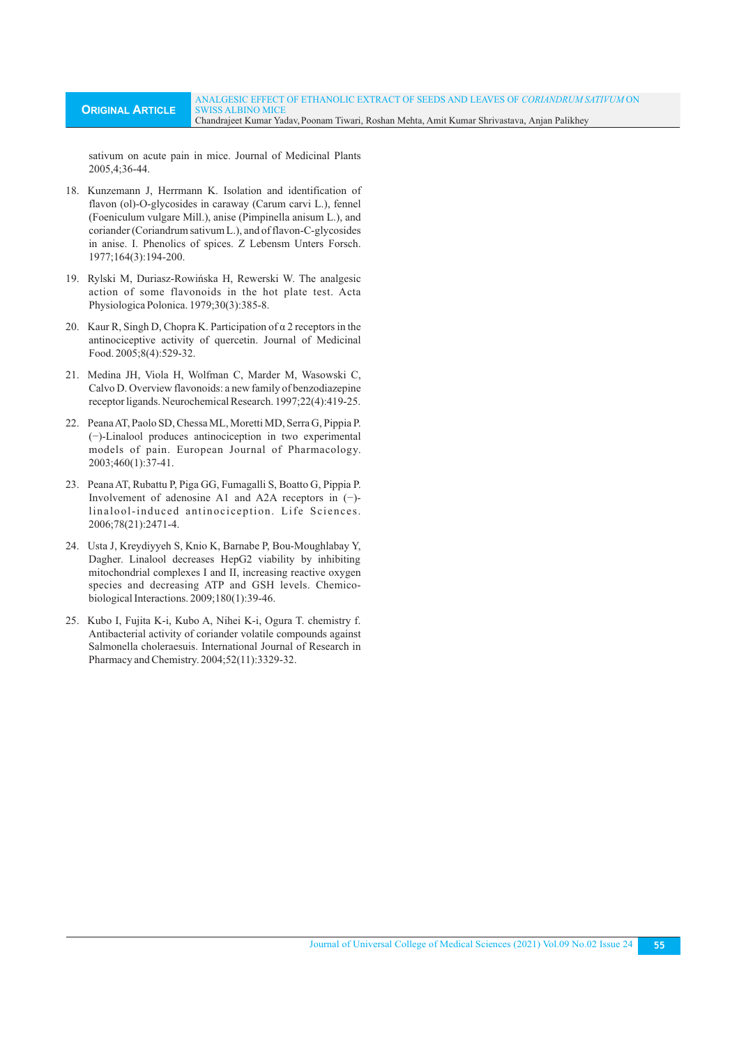sativum on acute pain in mice. Journal of Medicinal Plants 2005,4;36-44.

18. Kunzemann J, Herrmann K. Isolation and identification of flavon (ol)-O-glycosides in caraway (Carum carvi L.), fennel (Foeniculum vulgare Mill.), anise (Pimpinella anisum L.), and coriander (Coriandrum sativum L.), and of flavon-C-glycosides in anise. I. Phenolics of spices. Z Lebensm Unters Forsch. 1977;164(3):194-200.

19. Rylski M, Duriasz-Rowińska H, Rewerski W. The analgesic action of some flavonoids in the hot plate test. Acta Physiologica Polonica. 1979;30(3):385-8.

20. Kaur R, Singh D, Chopra K. Participation of α 2 receptors in the antinociceptive activity of quercetin. Journal of Medicinal Food. 2005;8(4):529-32.

21. Medina JH, Viola H, Wolfman C, Marder M, Wasowski C, Calvo D. Overview flavonoids: a new family of benzodiazepine receptor ligands. Neurochemical Research. 1997;22(4):419-25.

22. Peana AT, Paolo SD, Chessa ML, Moretti MD, Serra G, Pippia P. (−)-Linalool produces antinociception in two experimental models of pain. European Journal of Pharmacology. 2003;460(1):37-41.

23. Peana AT, Rubattu P, Piga GG, Fumagalli S, Boatto G, Pippia P. Involvement of adenosine A1 and A2A receptors in (−)-linalool-induced antinociception. Life Sciences. 2006;78(21):2471-4.

24. Usta J, Kreydiyyeh S, Knio K, Barnabe P, Bou-Moughlabay Y, Dagher. Linalool decreases HepG2 viability by inhibiting mitochondrial complexes I and II, increasing reactive oxygen species and decreasing ATP and GSH levels. Chemico-biological Interactions. 2009;180(1):39-46.

25. Kubo I, Fujita K-i, Kubo A, Nihei K-i, Ogura T. chemistry f. Antibacterial activity of coriander volatile compounds against Salmonella choleraesuis. International Journal of Research in Pharmacy and Chemistry. 2004;52(11):3329-32.